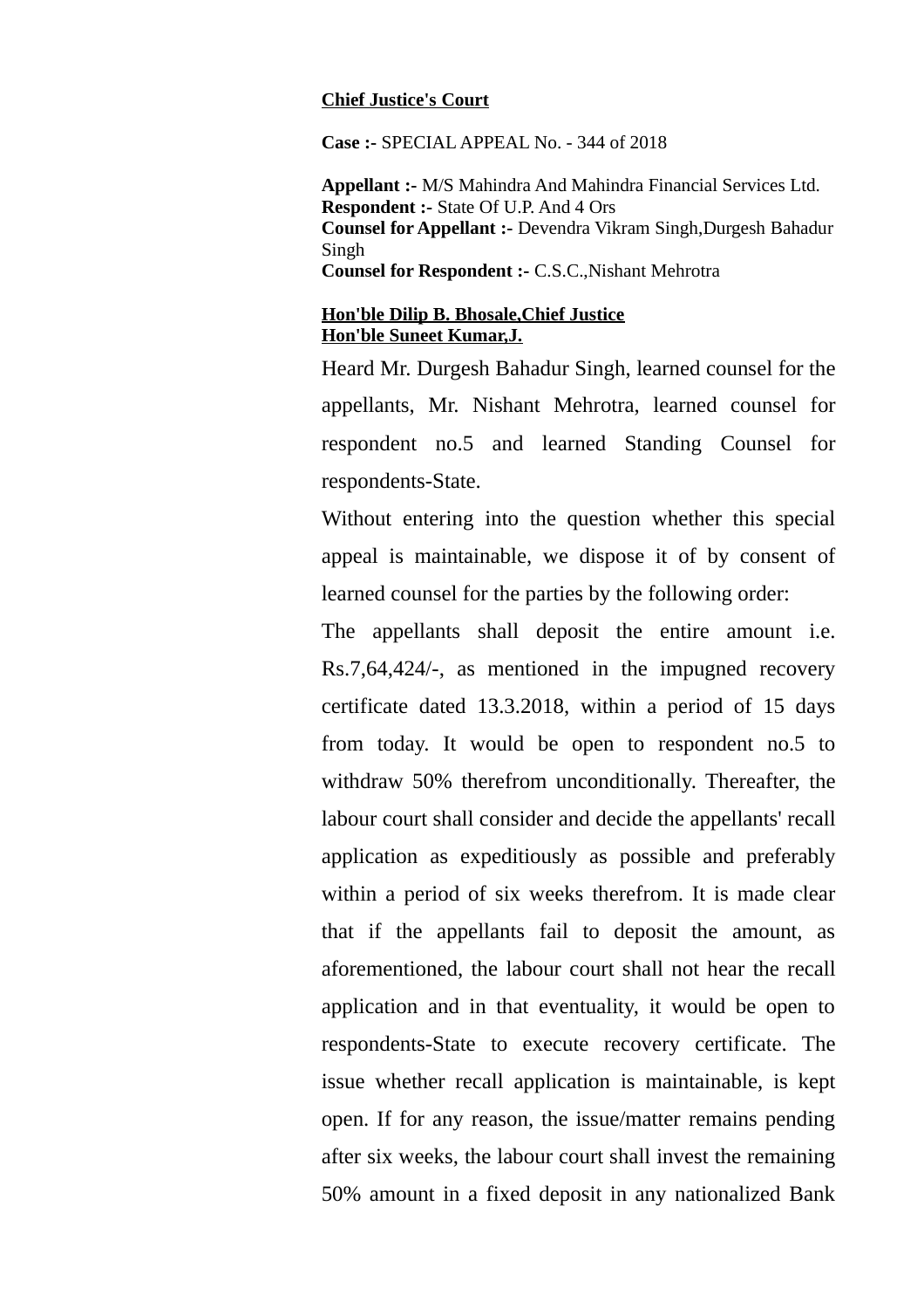**Chief Justice's Court**

**Case :-** SPECIAL APPEAL No. - 344 of 2018

**Appellant :-** M/S Mahindra And Mahindra Financial Services Ltd.
**Respondent :-** State Of U.P. And 4 Ors
**Counsel for Appellant :-** Devendra Vikram Singh,Durgesh Bahadur Singh
**Counsel for Respondent :-** C.S.C.,Nishant Mehrotra

**Hon'ble Dilip B. Bhosale,Chief Justice**
**Hon'ble Suneet Kumar,J.**

Heard Mr. Durgesh Bahadur Singh, learned counsel for the appellants, Mr. Nishant Mehrotra, learned counsel for respondent no.5 and learned Standing Counsel for respondents-State.

Without entering into the question whether this special appeal is maintainable, we dispose it of by consent of learned counsel for the parties by the following order:

The appellants shall deposit the entire amount i.e. Rs.7,64,424/-, as mentioned in the impugned recovery certificate dated 13.3.2018, within a period of 15 days from today. It would be open to respondent no.5 to withdraw 50% therefrom unconditionally. Thereafter, the labour court shall consider and decide the appellants' recall application as expeditiously as possible and preferably within a period of six weeks therefrom. It is made clear that if the appellants fail to deposit the amount, as aforementioned, the labour court shall not hear the recall application and in that eventuality, it would be open to respondents-State to execute recovery certificate. The issue whether recall application is maintainable, is kept open. If for any reason, the issue/matter remains pending after six weeks, the labour court shall invest the remaining 50% amount in a fixed deposit in any nationalized Bank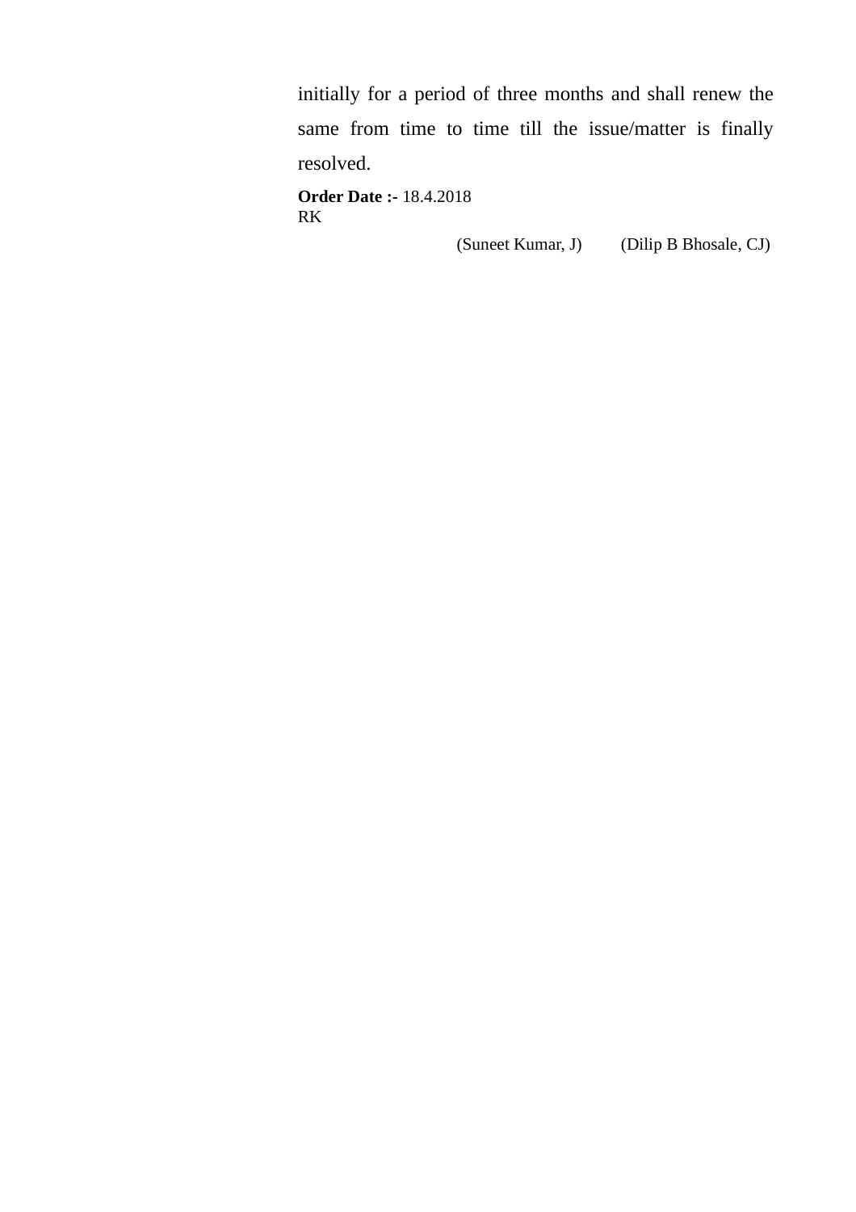initially for a period of three months and shall renew the same from time to time till the issue/matter is finally resolved.

**Order Date :-** 18.4.2018
RK

(Suneet Kumar, J) (Dilip B Bhosale, CJ)